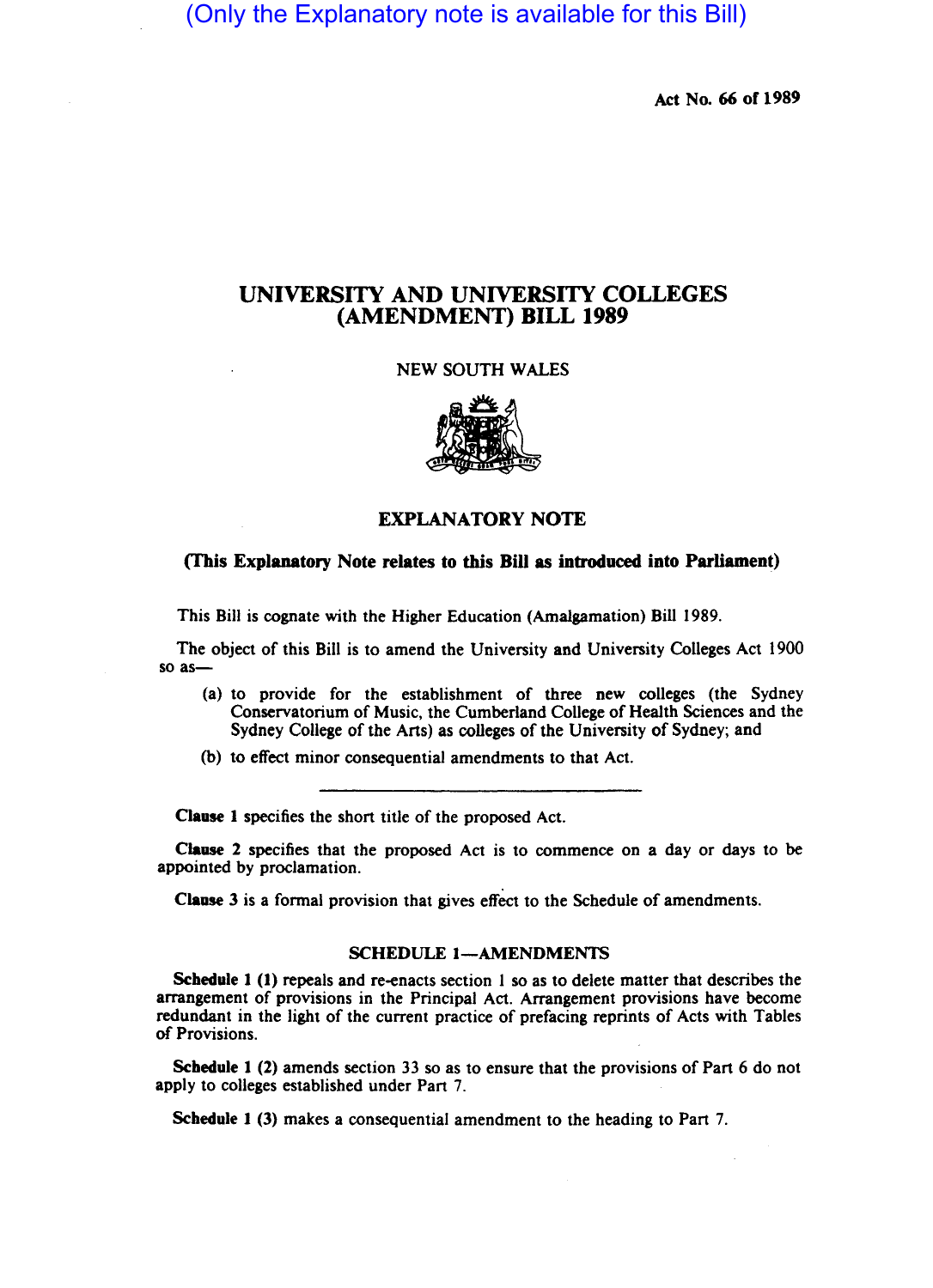(Only the Explanatory note is available for this Bill)

Act No. 66 of 1989

# UNIVERSITY AND UNIVERSITY COLLEGES (AMENDMENT) BILL 1989

NEW SOUTH WALES

## EXPLANATORY NOTE

**(This Explanatory Note relates to this Bill as introduced into Parliament)**

This Bill is cognate with the Higher Education (Amalgamation) Bill 1989.

The object of this Bill is to amend the University and University Colleges Act 1900 so as—

(a) to provide for the establishment of three new colleges (the Sydney Conservatorium of Music, the Cumberland College of Health Sciences and the Sydney College of the Arts) as colleges of the University of Sydney; and

(b) to effect minor consequential amendments to that Act.

---

**Clause 1** specifies the short title of the proposed Act.

**Clause 2** specifies that the proposed Act is to commence on a day or days to be appointed by proclamation.

**Clause 3** is a formal provision that gives effect to the Schedule of amendments.

### SCHEDULE 1—AMENDMENTS

**Schedule 1 (1)** repeals and re-enacts section 1 so as to delete matter that describes the arrangement of provisions in the Principal Act. Arrangement provisions have become redundant in the light of the current practice of prefacing reprints of Acts with Tables of Provisions.

**Schedule 1 (2)** amends section 33 so as to ensure that the provisions of Part 6 do not apply to colleges established under Part 7.

**Schedule 1 (3)** makes a consequential amendment to the heading to Part 7.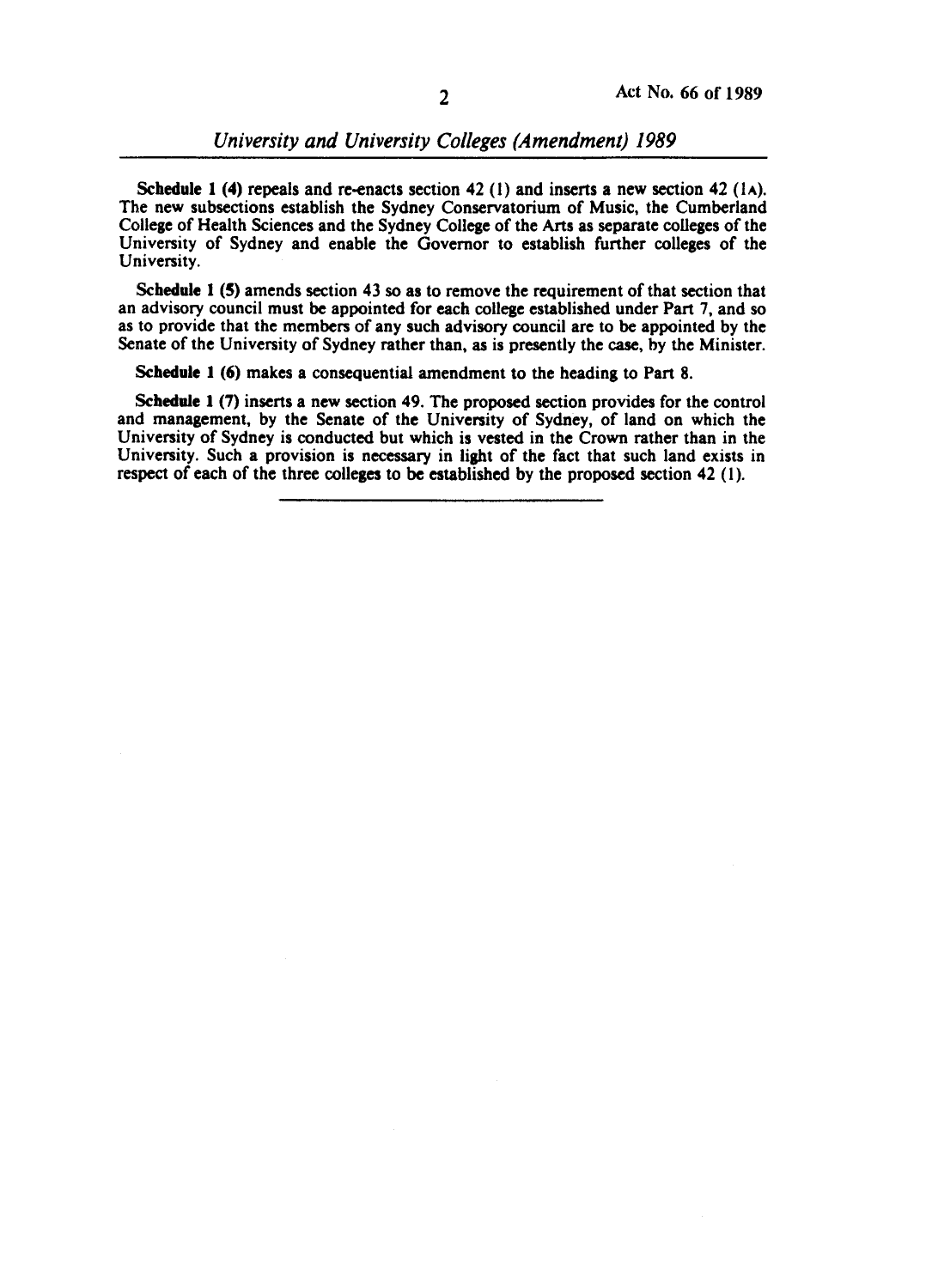**Schedule 1 (4)** repeals and re-enacts section 42 (1) and inserts a new section 42 (1A). The new subsections establish the Sydney Conservatorium of Music, the Cumberland College of Health Sciences and the Sydney College of the Arts as separate colleges of the University of Sydney and enable the Governor to establish further colleges of the University.

**Schedule 1 (5)** amends section 43 so as to remove the requirement of that section that an advisory council must be appointed for each college established under Part 7, and so as to provide that the members of any such advisory council are to be appointed by the Senate of the University of Sydney rather than, as is presently the case, by the Minister.

**Schedule 1 (6)** makes a consequential amendment to the heading to Part 8.

**Schedule 1 (7)** inserts a new section 49. The proposed section provides for the control and management, by the Senate of the University of Sydney, of land on which the University of Sydney is conducted but which is vested in the Crown rather than in the University. Such a provision is necessary in light of the fact that such land exists in respect of each of the three colleges to be established by the proposed section 42 (1).